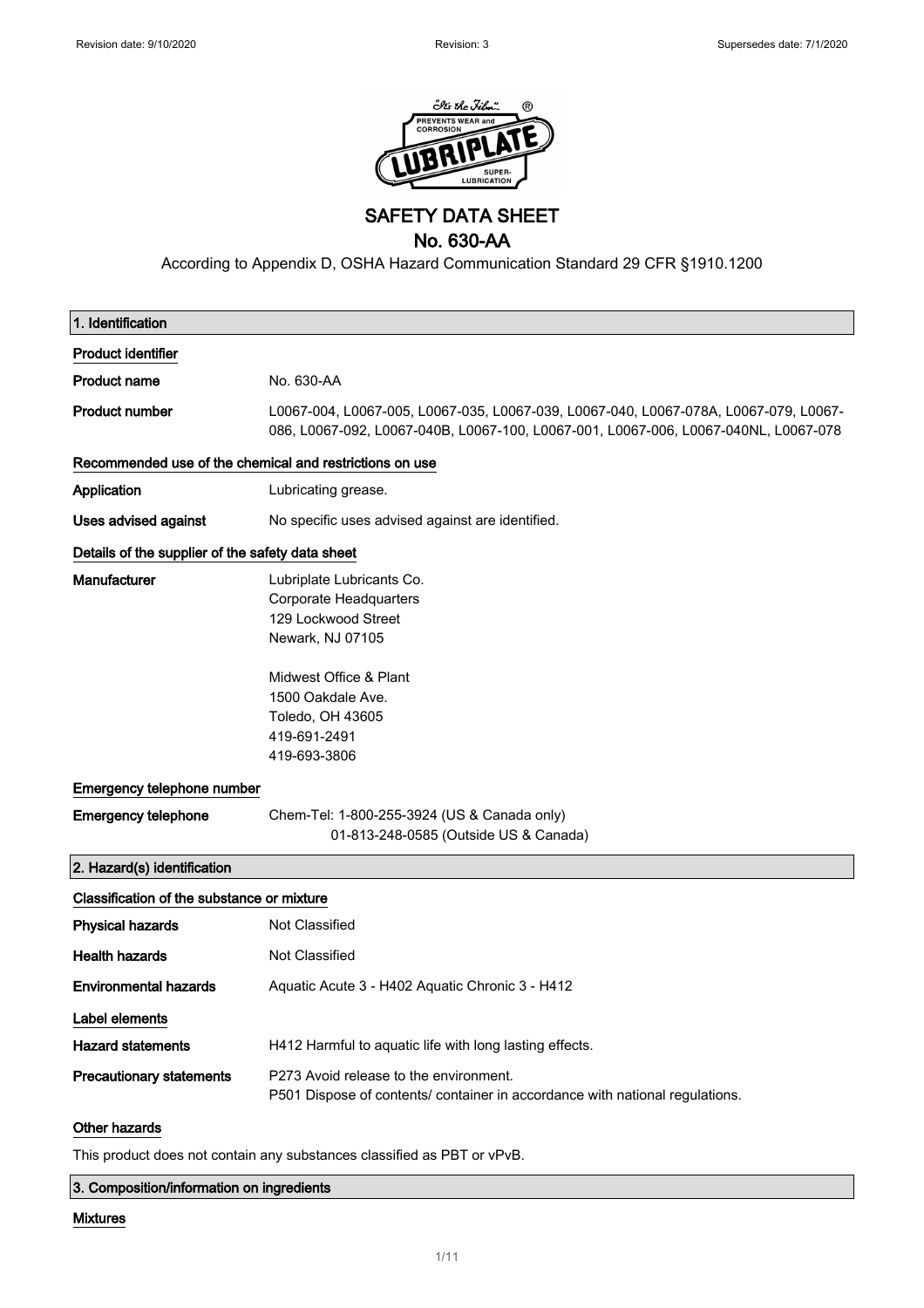# SAFETY DATA SHEET

## No. 630-AA

According to Appendix D, OSHA Hazard Communication Standard 29 CFR §1910.1200

## 1. Identification

### Product identifier

**Product name** No. 630-AA

**Product number** L0067-004, L0067-005, L0067-035, L0067-039, L0067-040, L0067-078A, L0067-079, L0067-086, L0067-092, L0067-040B, L0067-100, L0067-001, L0067-006, L0067-040NL, L0067-078

### Recommended use of the chemical and restrictions on use

**Application** Lubricating grease.

**Uses advised against** No specific uses advised against are identified.

### Details of the supplier of the safety data sheet

**Manufacturer**

Lubriplate Lubricants Co.
Corporate Headquarters
129 Lockwood Street
Newark, NJ 07105

Midwest Office & Plant
1500 Oakdale Ave.
Toledo, OH 43605
419-691-2491
419-693-3806

### Emergency telephone number

**Emergency telephone** Chem-Tel: 1-800-255-3924 (US & Canada only)
01-813-248-0585 (Outside US & Canada)

## 2. Hazard(s) identification

### Classification of the substance or mixture

**Physical hazards** Not Classified

**Health hazards** Not Classified

**Environmental hazards** Aquatic Acute 3 - H402 Aquatic Chronic 3 - H412

### Label elements

**Hazard statements** H412 Harmful to aquatic life with long lasting effects.

**Precautionary statements** P273 Avoid release to the environment.
P501 Dispose of contents/ container in accordance with national regulations.

### Other hazards

This product does not contain any substances classified as PBT or vPvB.

## 3. Composition/information on ingredients

### Mixtures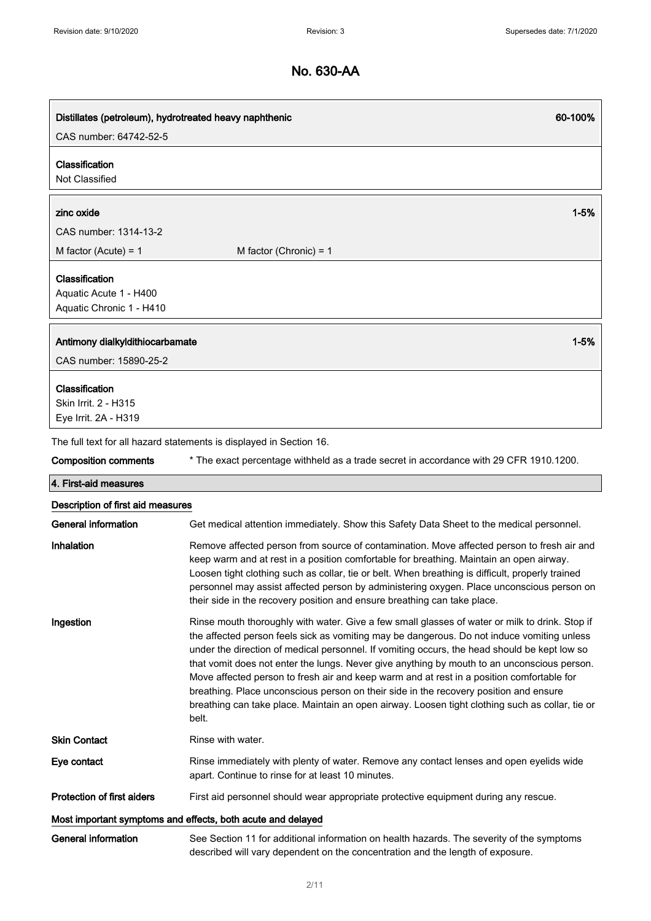# No. 630-AA

| Distillates (petroleum), hydrotreated heavy naphthenic | 60-100% |
|---|---|
| CAS number: 64742-52-5 | |

**Classification**
Not Classified

| zinc oxide | | 1-5% |
|---|---|---|
| CAS number: 1314-13-2 | | |
| M factor (Acute) = 1 | M factor (Chronic) = 1 | |

**Classification**
Aquatic Acute 1 - H400
Aquatic Chronic 1 - H410

| Antimony dialkyldithiocarbamate | 1-5% |
|---|---|
| CAS number: 15890-25-2 | |

**Classification**
Skin Irrit. 2 - H315
Eye Irrit. 2A - H319

The full text for all hazard statements is displayed in Section 16.

**Composition comments** * The exact percentage withheld as a trade secret in accordance with 29 CFR 1910.1200.

## 4. First-aid measures

### Description of first aid measures

**General information** Get medical attention immediately. Show this Safety Data Sheet to the medical personnel.

**Inhalation** Remove affected person from source of contamination. Move affected person to fresh air and keep warm and at rest in a position comfortable for breathing. Maintain an open airway. Loosen tight clothing such as collar, tie or belt. When breathing is difficult, properly trained personnel may assist affected person by administering oxygen. Place unconscious person on their side in the recovery position and ensure breathing can take place.

**Ingestion** Rinse mouth thoroughly with water. Give a few small glasses of water or milk to drink. Stop if the affected person feels sick as vomiting may be dangerous. Do not induce vomiting unless under the direction of medical personnel. If vomiting occurs, the head should be kept low so that vomit does not enter the lungs. Never give anything by mouth to an unconscious person. Move affected person to fresh air and keep warm and at rest in a position comfortable for breathing. Place unconscious person on their side in the recovery position and ensure breathing can take place. Maintain an open airway. Loosen tight clothing such as collar, tie or belt.

**Skin Contact** Rinse with water.

**Eye contact** Rinse immediately with plenty of water. Remove any contact lenses and open eyelids wide apart. Continue to rinse for at least 10 minutes.

**Protection of first aiders** First aid personnel should wear appropriate protective equipment during any rescue.

### Most important symptoms and effects, both acute and delayed

**General information** See Section 11 for additional information on health hazards. The severity of the symptoms described will vary dependent on the concentration and the length of exposure.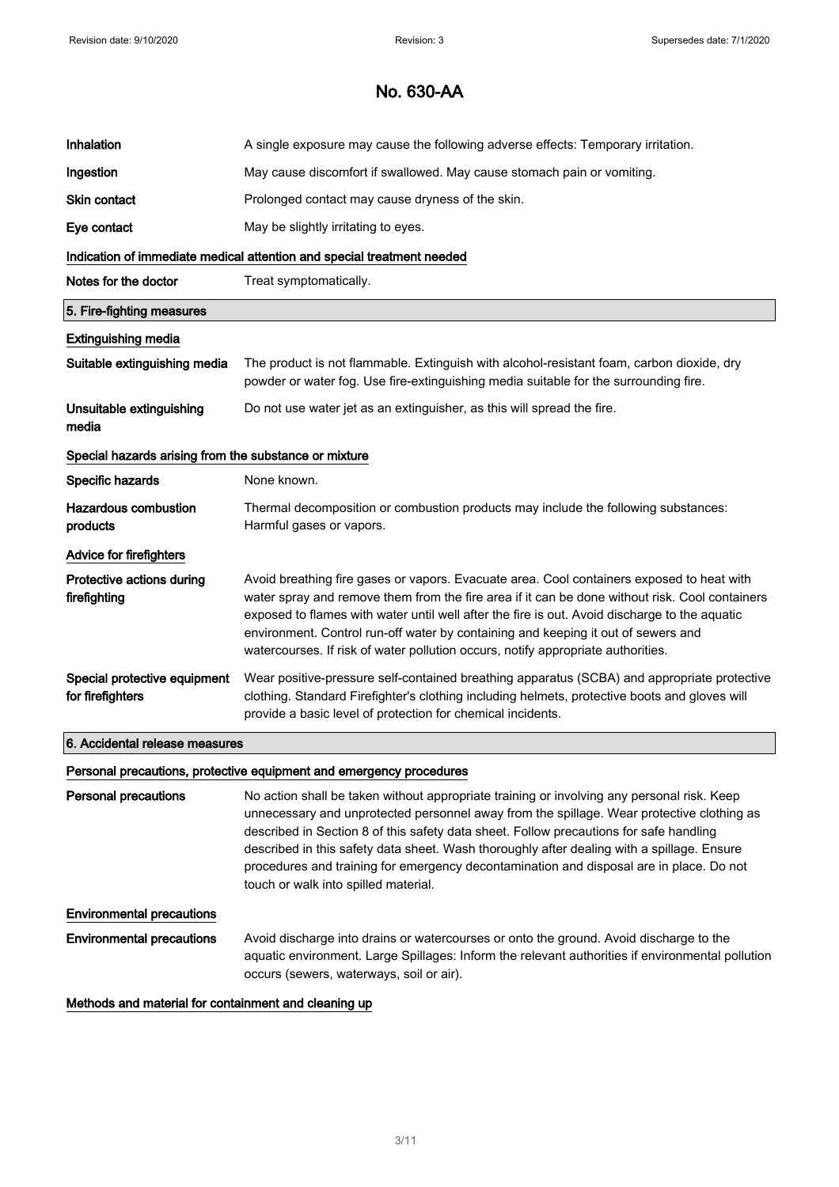| | |
|---|---|
| **Inhalation** | A single exposure may cause the following adverse effects: Temporary irritation. |
| **Ingestion** | May cause discomfort if swallowed. May cause stomach pain or vomiting. |
| **Skin contact** | Prolonged contact may cause dryness of the skin. |
| **Eye contact** | May be slightly irritating to eyes. |

### Indication of immediate medical attention and special treatment needed

| | |
|---|---|
| **Notes for the doctor** | Treat symptomatically. |

## 5. Fire-fighting measures

### Extinguishing media

| | |
|---|---|
| **Suitable extinguishing media** | The product is not flammable. Extinguish with alcohol-resistant foam, carbon dioxide, dry powder or water fog. Use fire-extinguishing media suitable for the surrounding fire. |
| **Unsuitable extinguishing media** | Do not use water jet as an extinguisher, as this will spread the fire. |

### Special hazards arising from the substance or mixture

| | |
|---|---|
| **Specific hazards** | None known. |
| **Hazardous combustion products** | Thermal decomposition or combustion products may include the following substances: Harmful gases or vapors. |

### Advice for firefighters

| | |
|---|---|
| **Protective actions during firefighting** | Avoid breathing fire gases or vapors. Evacuate area. Cool containers exposed to heat with water spray and remove them from the fire area if it can be done without risk. Cool containers exposed to flames with water until well after the fire is out. Avoid discharge to the aquatic environment. Control run-off water by containing and keeping it out of sewers and watercourses. If risk of water pollution occurs, notify appropriate authorities. |
| **Special protective equipment for firefighters** | Wear positive-pressure self-contained breathing apparatus (SCBA) and appropriate protective clothing. Standard Firefighter's clothing including helmets, protective boots and gloves will provide a basic level of protection for chemical incidents. |

## 6. Accidental release measures

### Personal precautions, protective equipment and emergency procedures

| | |
|---|---|
| **Personal precautions** | No action shall be taken without appropriate training or involving any personal risk. Keep unnecessary and unprotected personnel away from the spillage. Wear protective clothing as described in Section 8 of this safety data sheet. Follow precautions for safe handling described in this safety data sheet. Wash thoroughly after dealing with a spillage. Ensure procedures and training for emergency decontamination and disposal are in place. Do not touch or walk into spilled material. |

### Environmental precautions

| | |
|---|---|
| **Environmental precautions** | Avoid discharge into drains or watercourses or onto the ground. Avoid discharge to the aquatic environment. Large Spillages: Inform the relevant authorities if environmental pollution occurs (sewers, waterways, soil or air). |

### Methods and material for containment and cleaning up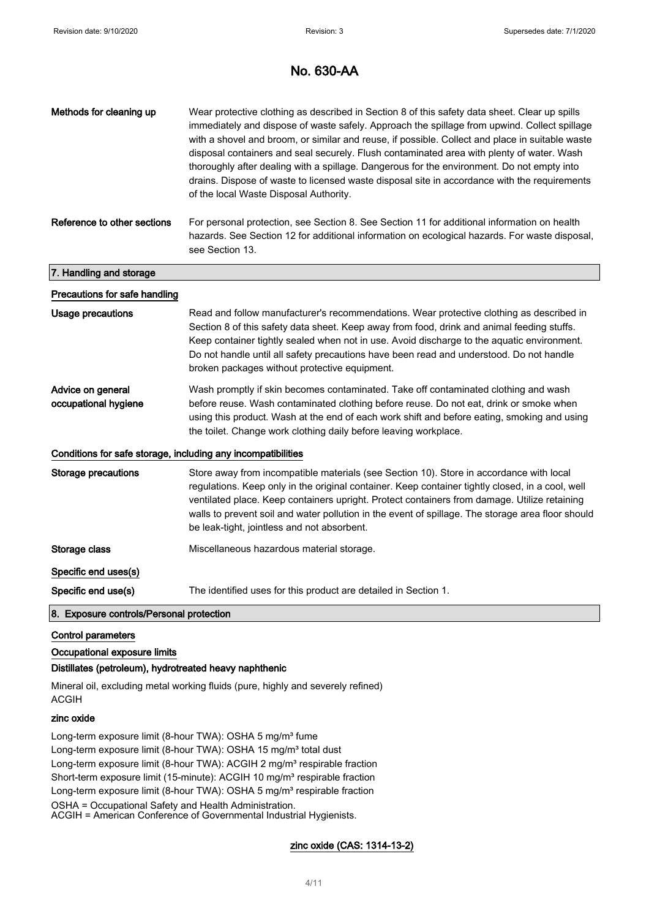# No. 630-AA

| | |
|---|---|
| **Methods for cleaning up** | Wear protective clothing as described in Section 8 of this safety data sheet. Clear up spills immediately and dispose of waste safely. Approach the spillage from upwind. Collect spillage with a shovel and broom, or similar and reuse, if possible. Collect and place in suitable waste disposal containers and seal securely. Flush contaminated area with plenty of water. Wash thoroughly after dealing with a spillage. Dangerous for the environment. Do not empty into drains. Dispose of waste to licensed waste disposal site in accordance with the requirements of the local Waste Disposal Authority. |
| **Reference to other sections** | For personal protection, see Section 8. See Section 11 for additional information on health hazards. See Section 12 for additional information on ecological hazards. For waste disposal, see Section 13. |

## 7. Handling and storage

### Precautions for safe handling

| | |
|---|---|
| **Usage precautions** | Read and follow manufacturer's recommendations. Wear protective clothing as described in Section 8 of this safety data sheet. Keep away from food, drink and animal feeding stuffs. Keep container tightly sealed when not in use. Avoid discharge to the aquatic environment. Do not handle until all safety precautions have been read and understood. Do not handle broken packages without protective equipment. |
| **Advice on general occupational hygiene** | Wash promptly if skin becomes contaminated. Take off contaminated clothing and wash before reuse. Wash contaminated clothing before reuse. Do not eat, drink or smoke when using this product. Wash at the end of each work shift and before eating, smoking and using the toilet. Change work clothing daily before leaving workplace. |

### Conditions for safe storage, including any incompatibilities

| | |
|---|---|
| **Storage precautions** | Store away from incompatible materials (see Section 10). Store in accordance with local regulations. Keep only in the original container. Keep container tightly closed, in a cool, well ventilated place. Keep containers upright. Protect containers from damage. Utilize retaining walls to prevent soil and water pollution in the event of spillage. The storage area floor should be leak-tight, jointless and not absorbent. |
| **Storage class** | Miscellaneous hazardous material storage. |

### Specific end uses(s)

| | |
|---|---|
| **Specific end use(s)** | The identified uses for this product are detailed in Section 1. |

## 8. Exposure controls/Personal protection

### Control parameters

### Occupational exposure limits

**Distillates (petroleum), hydrotreated heavy naphthenic**

Mineral oil, excluding metal working fluids (pure, highly and severely refined)
ACGIH

**zinc oxide**

Long-term exposure limit (8-hour TWA): OSHA 5 mg/m³ fume
Long-term exposure limit (8-hour TWA): OSHA 15 mg/m³ total dust
Long-term exposure limit (8-hour TWA): ACGIH 2 mg/m³ respirable fraction
Short-term exposure limit (15-minute): ACGIH 10 mg/m³ respirable fraction
Long-term exposure limit (8-hour TWA): OSHA 5 mg/m³ respirable fraction
OSHA = Occupational Safety and Health Administration.
ACGIH = American Conference of Governmental Industrial Hygienists.

**zinc oxide (CAS: 1314-13-2)**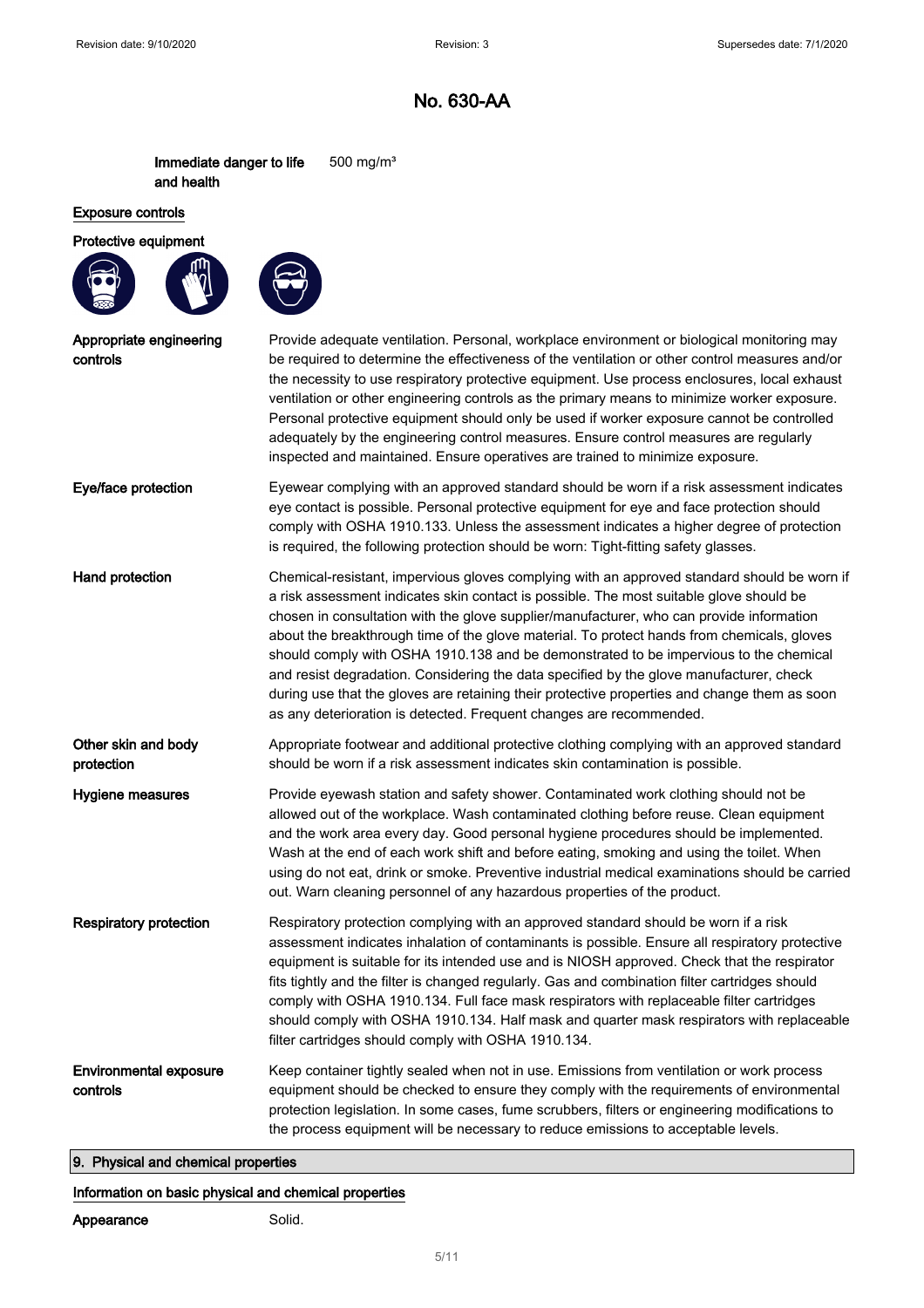# No. 630-AA

**Immediate danger to life and health** 500 mg/m³

## Exposure controls

### Protective equipment

**Appropriate engineering controls**

Provide adequate ventilation. Personal, workplace environment or biological monitoring may be required to determine the effectiveness of the ventilation or other control measures and/or the necessity to use respiratory protective equipment. Use process enclosures, local exhaust ventilation or other engineering controls as the primary means to minimize worker exposure. Personal protective equipment should only be used if worker exposure cannot be controlled adequately by the engineering control measures. Ensure control measures are regularly inspected and maintained. Ensure operatives are trained to minimize exposure.

**Eye/face protection**

Eyewear complying with an approved standard should be worn if a risk assessment indicates eye contact is possible. Personal protective equipment for eye and face protection should comply with OSHA 1910.133. Unless the assessment indicates a higher degree of protection is required, the following protection should be worn: Tight-fitting safety glasses.

**Hand protection**

Chemical-resistant, impervious gloves complying with an approved standard should be worn if a risk assessment indicates skin contact is possible. The most suitable glove should be chosen in consultation with the glove supplier/manufacturer, who can provide information about the breakthrough time of the glove material. To protect hands from chemicals, gloves should comply with OSHA 1910.138 and be demonstrated to be impervious to the chemical and resist degradation. Considering the data specified by the glove manufacturer, check during use that the gloves are retaining their protective properties and change them as soon as any deterioration is detected. Frequent changes are recommended.

**Other skin and body protection**

Appropriate footwear and additional protective clothing complying with an approved standard should be worn if a risk assessment indicates skin contamination is possible.

**Hygiene measures**

Provide eyewash station and safety shower. Contaminated work clothing should not be allowed out of the workplace. Wash contaminated clothing before reuse. Clean equipment and the work area every day. Good personal hygiene procedures should be implemented. Wash at the end of each work shift and before eating, smoking and using the toilet. When using do not eat, drink or smoke. Preventive industrial medical examinations should be carried out. Warn cleaning personnel of any hazardous properties of the product.

**Respiratory protection**

Respiratory protection complying with an approved standard should be worn if a risk assessment indicates inhalation of contaminants is possible. Ensure all respiratory protective equipment is suitable for its intended use and is NIOSH approved. Check that the respirator fits tightly and the filter is changed regularly. Gas and combination filter cartridges should comply with OSHA 1910.134. Full face mask respirators with replaceable filter cartridges should comply with OSHA 1910.134. Half mask and quarter mask respirators with replaceable filter cartridges should comply with OSHA 1910.134.

**Environmental exposure controls**

Keep container tightly sealed when not in use. Emissions from ventilation or work process equipment should be checked to ensure they comply with the requirements of environmental protection legislation. In some cases, fume scrubbers, filters or engineering modifications to the process equipment will be necessary to reduce emissions to acceptable levels.

## 9. Physical and chemical properties

### Information on basic physical and chemical properties

**Appearance** Solid.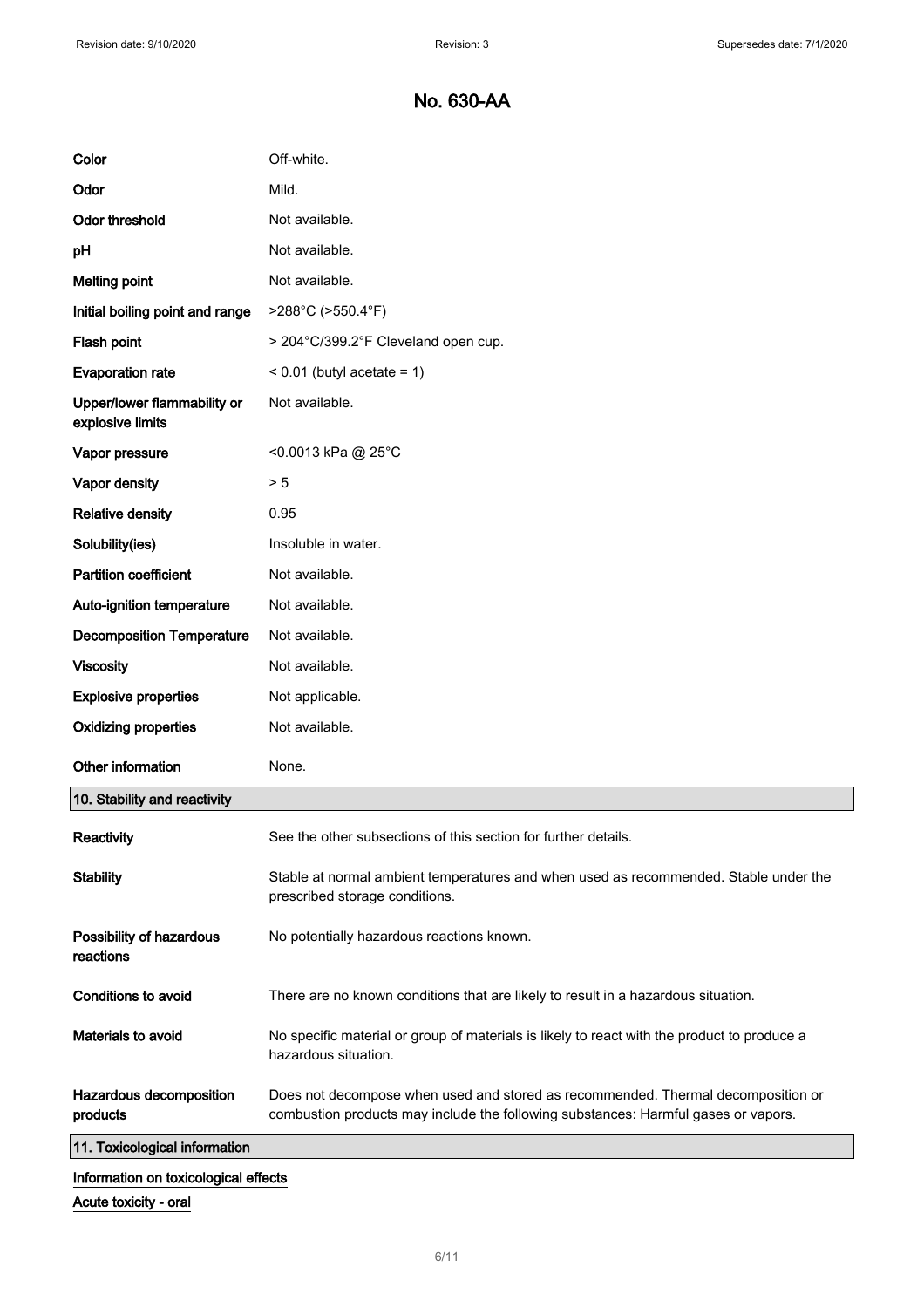# No. 630-AA

| | |
|---|---|
| **Color** | Off-white. |
| **Odor** | Mild. |
| **Odor threshold** | Not available. |
| **pH** | Not available. |
| **Melting point** | Not available. |
| **Initial boiling point and range** | >288°C (>550.4°F) |
| **Flash point** | > 204°C/399.2°F Cleveland open cup. |
| **Evaporation rate** | < 0.01 (butyl acetate = 1) |
| **Upper/lower flammability or explosive limits** | Not available. |
| **Vapor pressure** | <0.0013 kPa @ 25°C |
| **Vapor density** | > 5 |
| **Relative density** | 0.95 |
| **Solubility(ies)** | Insoluble in water. |
| **Partition coefficient** | Not available. |
| **Auto-ignition temperature** | Not available. |
| **Decomposition Temperature** | Not available. |
| **Viscosity** | Not available. |
| **Explosive properties** | Not applicable. |
| **Oxidizing properties** | Not available. |
| **Other information** | None. |

## 10. Stability and reactivity

| | |
|---|---|
| **Reactivity** | See the other subsections of this section for further details. |
| **Stability** | Stable at normal ambient temperatures and when used as recommended. Stable under the prescribed storage conditions. |
| **Possibility of hazardous reactions** | No potentially hazardous reactions known. |
| **Conditions to avoid** | There are no known conditions that are likely to result in a hazardous situation. |
| **Materials to avoid** | No specific material or group of materials is likely to react with the product to produce a hazardous situation. |
| **Hazardous decomposition products** | Does not decompose when used and stored as recommended. Thermal decomposition or combustion products may include the following substances: Harmful gases or vapors. |

## 11. Toxicological information

**Information on toxicological effects**

**Acute toxicity - oral**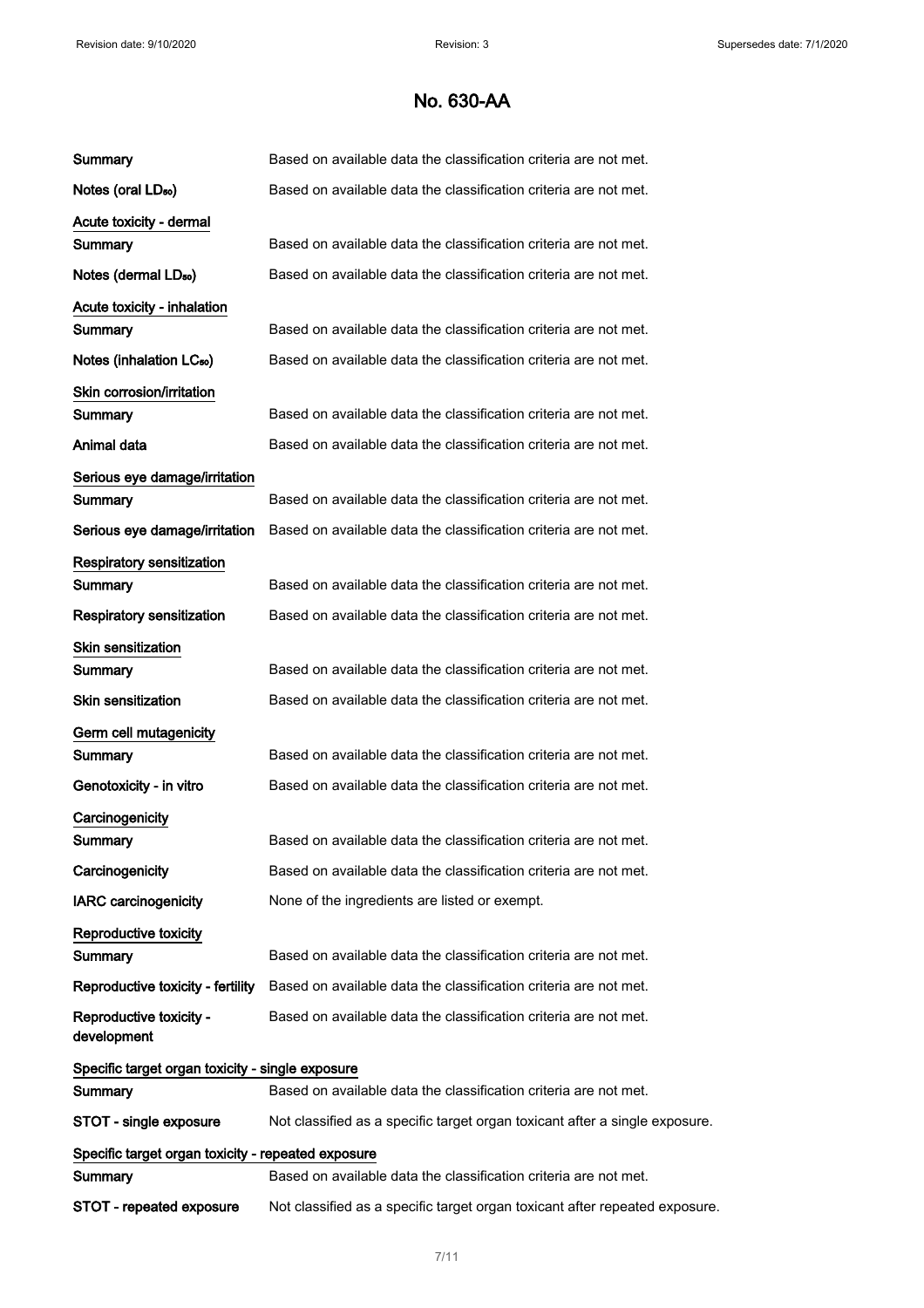| | |
|---|---|
| **Summary** | Based on available data the classification criteria are not met. |
| **Notes (oral $LD_{50}$)** | Based on available data the classification criteria are not met. |

**Acute toxicity - dermal**

| | |
|---|---|
| **Summary** | Based on available data the classification criteria are not met. |
| **Notes (dermal $LD_{50}$)** | Based on available data the classification criteria are not met. |

**Acute toxicity - inhalation**

| | |
|---|---|
| **Summary** | Based on available data the classification criteria are not met. |
| **Notes (inhalation $LC_{50}$)** | Based on available data the classification criteria are not met. |

**Skin corrosion/irritation**

| | |
|---|---|
| **Summary** | Based on available data the classification criteria are not met. |
| **Animal data** | Based on available data the classification criteria are not met. |

**Serious eye damage/irritation**

| | |
|---|---|
| **Summary** | Based on available data the classification criteria are not met. |
| **Serious eye damage/irritation** | Based on available data the classification criteria are not met. |

**Respiratory sensitization**

| | |
|---|---|
| **Summary** | Based on available data the classification criteria are not met. |
| **Respiratory sensitization** | Based on available data the classification criteria are not met. |

**Skin sensitization**

| | |
|---|---|
| **Summary** | Based on available data the classification criteria are not met. |
| **Skin sensitization** | Based on available data the classification criteria are not met. |

**Germ cell mutagenicity**

| | |
|---|---|
| **Summary** | Based on available data the classification criteria are not met. |
| **Genotoxicity - in vitro** | Based on available data the classification criteria are not met. |

**Carcinogenicity**

| | |
|---|---|
| **Summary** | Based on available data the classification criteria are not met. |
| **Carcinogenicity** | Based on available data the classification criteria are not met. |
| **IARC carcinogenicity** | None of the ingredients are listed or exempt. |

**Reproductive toxicity**

| | |
|---|---|
| **Summary** | Based on available data the classification criteria are not met. |
| **Reproductive toxicity - fertility** | Based on available data the classification criteria are not met. |
| **Reproductive toxicity - development** | Based on available data the classification criteria are not met. |

**Specific target organ toxicity - single exposure**

| | |
|---|---|
| **Summary** | Based on available data the classification criteria are not met. |
| **STOT - single exposure** | Not classified as a specific target organ toxicant after a single exposure. |

**Specific target organ toxicity - repeated exposure**

| | |
|---|---|
| **Summary** | Based on available data the classification criteria are not met. |
| **STOT - repeated exposure** | Not classified as a specific target organ toxicant after repeated exposure. |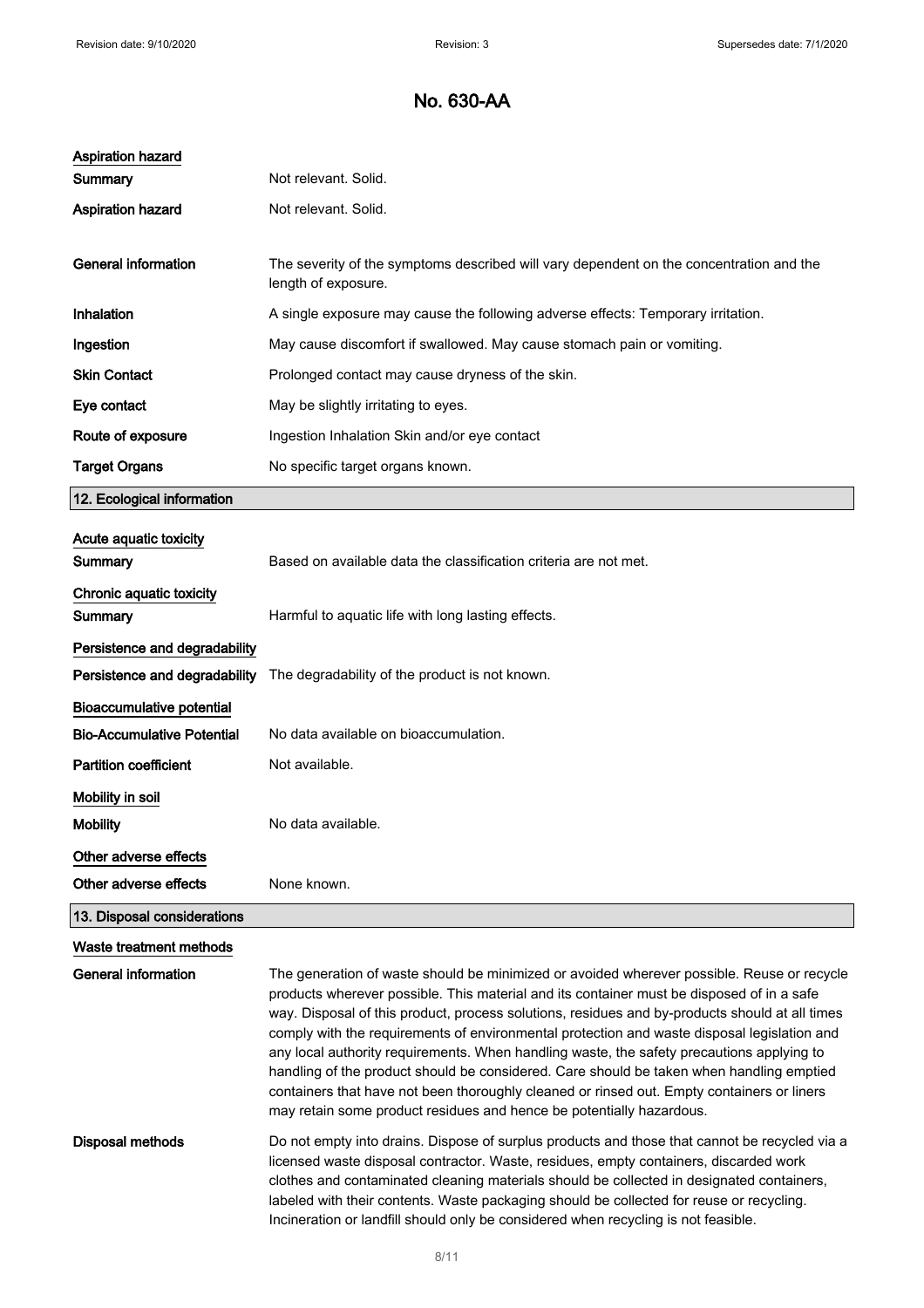# No. 630-AA

**Aspiration hazard**

| | |
|---|---|
| **Summary** | Not relevant. Solid. |
| **Aspiration hazard** | Not relevant. Solid. |
| **General information** | The severity of the symptoms described will vary dependent on the concentration and the length of exposure. |
| **Inhalation** | A single exposure may cause the following adverse effects: Temporary irritation. |
| **Ingestion** | May cause discomfort if swallowed. May cause stomach pain or vomiting. |
| **Skin Contact** | Prolonged contact may cause dryness of the skin. |
| **Eye contact** | May be slightly irritating to eyes. |
| **Route of exposure** | Ingestion Inhalation Skin and/or eye contact |
| **Target Organs** | No specific target organs known. |

## 12. Ecological information

**Acute aquatic toxicity**

| | |
|---|---|
| **Summary** | Based on available data the classification criteria are not met. |

**Chronic aquatic toxicity**

| | |
|---|---|
| **Summary** | Harmful to aquatic life with long lasting effects. |

**Persistence and degradability**

| | |
|---|---|
| **Persistence and degradability** | The degradability of the product is not known. |

**Bioaccumulative potential**

| | |
|---|---|
| **Bio-Accumulative Potential** | No data available on bioaccumulation. |
| **Partition coefficient** | Not available. |

**Mobility in soil**

| | |
|---|---|
| **Mobility** | No data available. |

**Other adverse effects**

| | |
|---|---|
| **Other adverse effects** | None known. |

## 13. Disposal considerations

**Waste treatment methods**

| | |
|---|---|
| **General information** | The generation of waste should be minimized or avoided wherever possible. Reuse or recycle products wherever possible. This material and its container must be disposed of in a safe way. Disposal of this product, process solutions, residues and by-products should at all times comply with the requirements of environmental protection and waste disposal legislation and any local authority requirements. When handling waste, the safety precautions applying to handling of the product should be considered. Care should be taken when handling emptied containers that have not been thoroughly cleaned or rinsed out. Empty containers or liners may retain some product residues and hence be potentially hazardous. |
| **Disposal methods** | Do not empty into drains. Dispose of surplus products and those that cannot be recycled via a licensed waste disposal contractor. Waste, residues, empty containers, discarded work clothes and contaminated cleaning materials should be collected in designated containers, labeled with their contents. Waste packaging should be collected for reuse or recycling. Incineration or landfill should only be considered when recycling is not feasible. |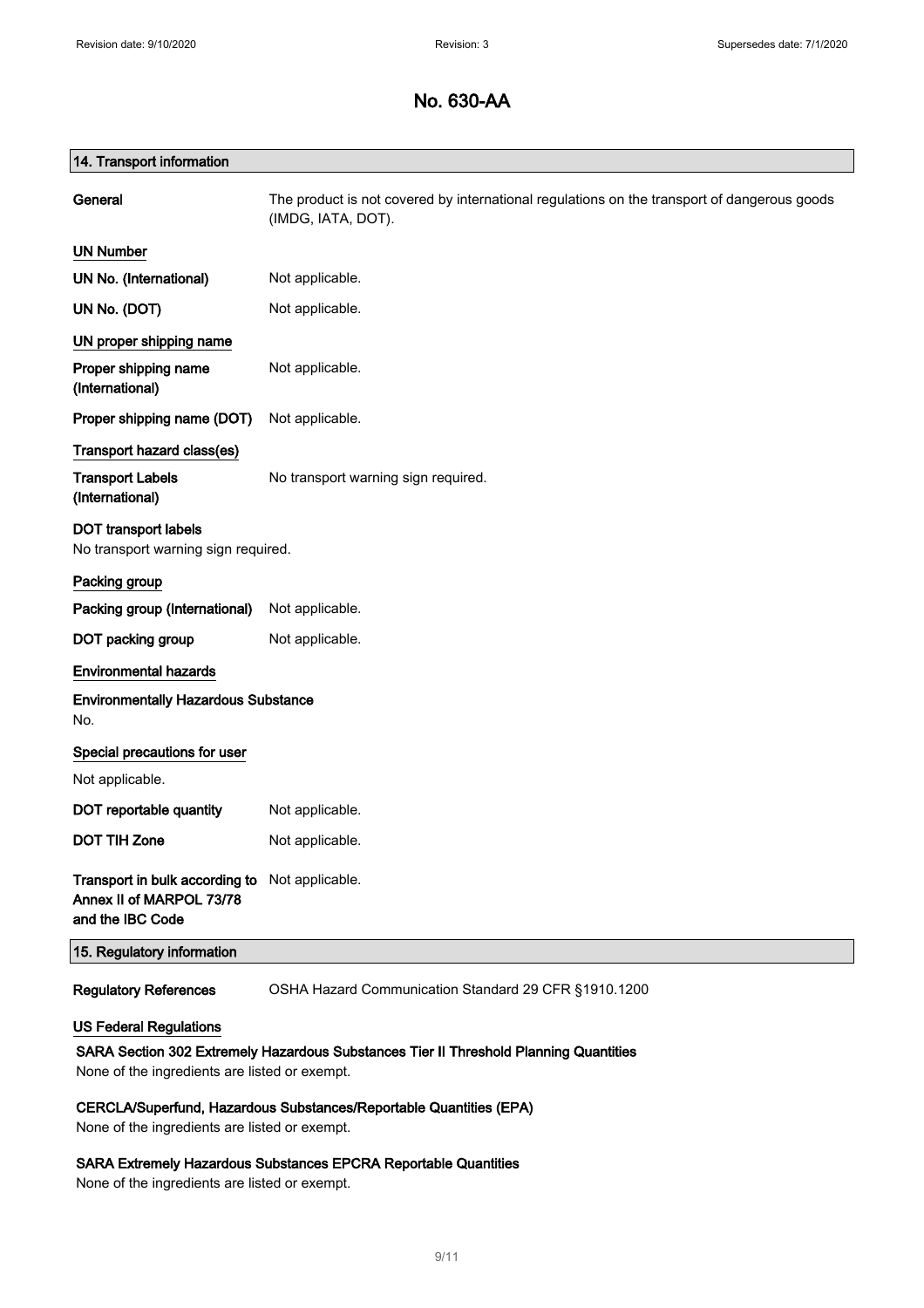# No. 630-AA

## 14. Transport information

**General** The product is not covered by international regulations on the transport of dangerous goods (IMDG, IATA, DOT).

### UN Number

**UN No. (International)** Not applicable.

**UN No. (DOT)** Not applicable.

### UN proper shipping name

**Proper shipping name (International)** Not applicable.

**Proper shipping name (DOT)** Not applicable.

### Transport hazard class(es)

**Transport Labels (International)** No transport warning sign required.

**DOT transport labels**
No transport warning sign required.

### Packing group

**Packing group (International)** Not applicable.

**DOT packing group** Not applicable.

### Environmental hazards

**Environmentally Hazardous Substance**
No.

### Special precautions for user

Not applicable.

**DOT reportable quantity** Not applicable.

**DOT TIH Zone** Not applicable.

**Transport in bulk according to Annex II of MARPOL 73/78 and the IBC Code** Not applicable.

## 15. Regulatory information

**Regulatory References** OSHA Hazard Communication Standard 29 CFR §1910.1200

### US Federal Regulations

**SARA Section 302 Extremely Hazardous Substances Tier II Threshold Planning Quantities**
None of the ingredients are listed or exempt.

**CERCLA/Superfund, Hazardous Substances/Reportable Quantities (EPA)**
None of the ingredients are listed or exempt.

**SARA Extremely Hazardous Substances EPCRA Reportable Quantities**
None of the ingredients are listed or exempt.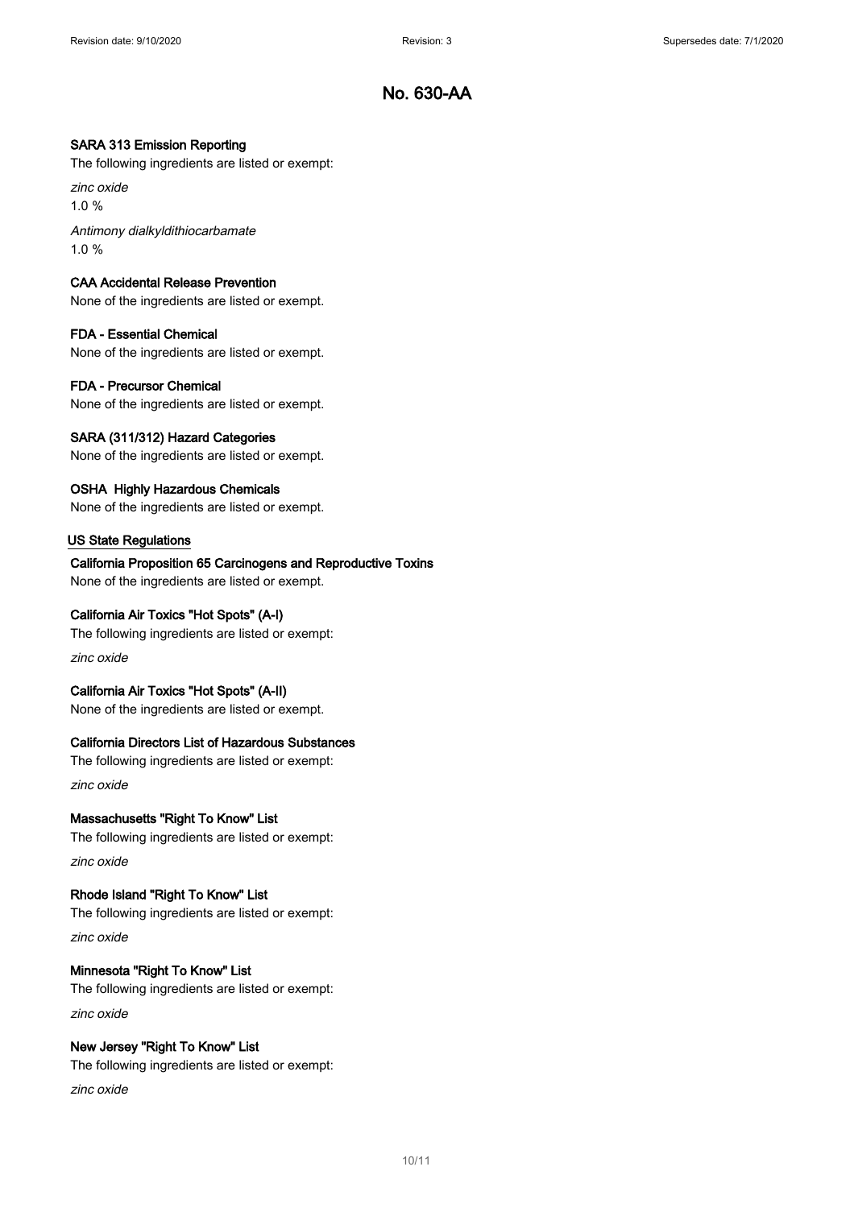# No. 630-AA

**SARA 313 Emission Reporting**

The following ingredients are listed or exempt:

*zinc oxide*

1.0 %

*Antimony dialkyldithiocarbamate*

1.0 %

**CAA Accidental Release Prevention**

None of the ingredients are listed or exempt.

**FDA - Essential Chemical**

None of the ingredients are listed or exempt.

**FDA - Precursor Chemical**

None of the ingredients are listed or exempt.

**SARA (311/312) Hazard Categories**

None of the ingredients are listed or exempt.

**OSHA Highly Hazardous Chemicals**

None of the ingredients are listed or exempt.

## US State Regulations

**California Proposition 65 Carcinogens and Reproductive Toxins**

None of the ingredients are listed or exempt.

**California Air Toxics "Hot Spots" (A-I)**

The following ingredients are listed or exempt:

*zinc oxide*

**California Air Toxics "Hot Spots" (A-II)**

None of the ingredients are listed or exempt.

**California Directors List of Hazardous Substances**

The following ingredients are listed or exempt:

*zinc oxide*

**Massachusetts "Right To Know" List**

The following ingredients are listed or exempt:

*zinc oxide*

**Rhode Island "Right To Know" List**

The following ingredients are listed or exempt:

*zinc oxide*

**Minnesota "Right To Know" List**

The following ingredients are listed or exempt:

*zinc oxide*

**New Jersey "Right To Know" List**

The following ingredients are listed or exempt:

*zinc oxide*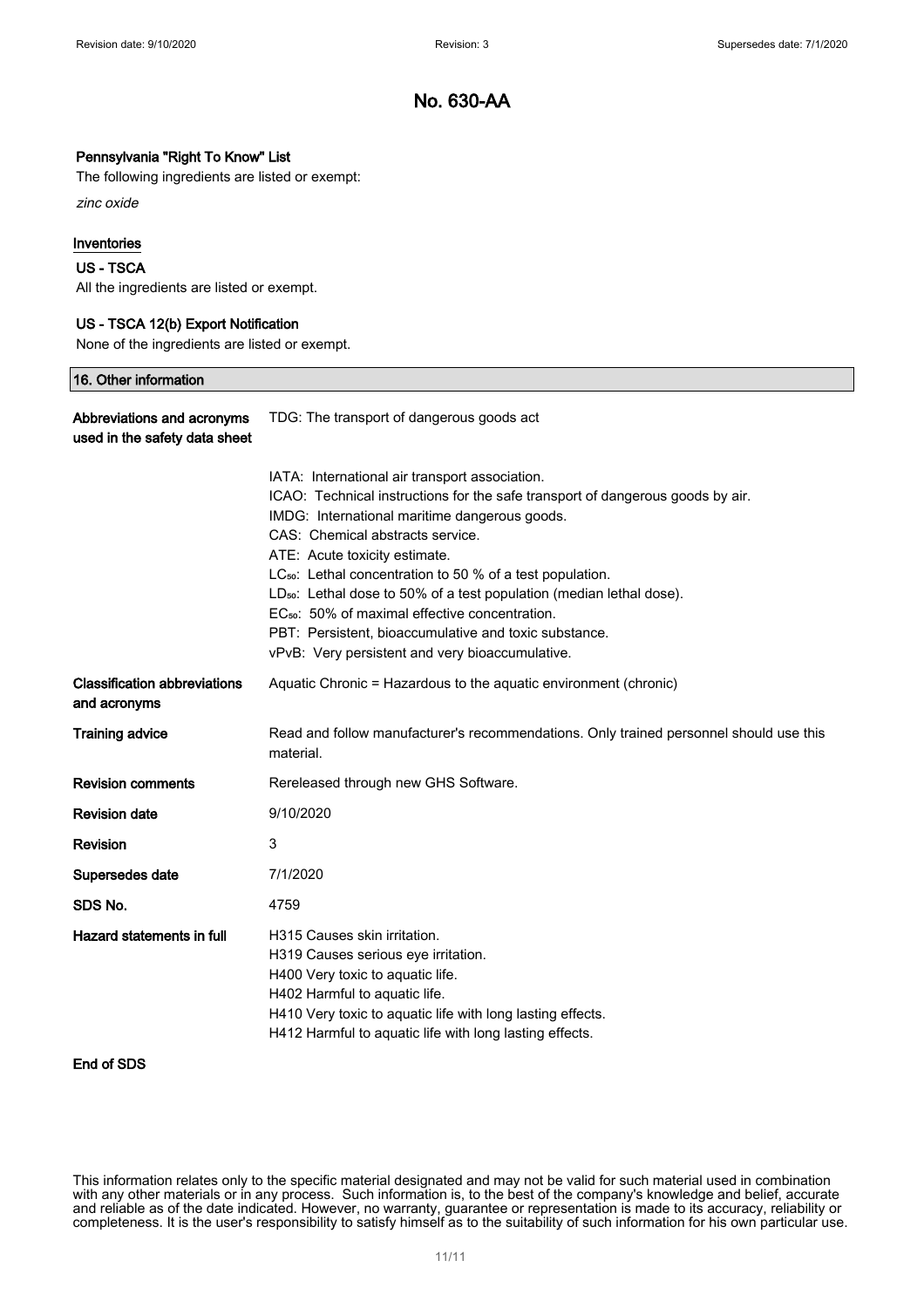# No. 630-AA

### Pennsylvania "Right To Know" List

The following ingredients are listed or exempt:

*zinc oxide*

### Inventories

#### US - TSCA

All the ingredients are listed or exempt.

#### US - TSCA 12(b) Export Notification

None of the ingredients are listed or exempt.

## 16. Other information

| | |
|---|---|
| **Abbreviations and acronyms used in the safety data sheet** | TDG: The transport of dangerous goods act<br><br>IATA: International air transport association.<br>ICAO: Technical instructions for the safe transport of dangerous goods by air.<br>IMDG: International maritime dangerous goods.<br>CAS: Chemical abstracts service.<br>ATE: Acute toxicity estimate.<br>$LC_{50}$: Lethal concentration to 50 % of a test population.<br>$LD_{50}$: Lethal dose to 50% of a test population (median lethal dose).<br>$EC_{50}$: 50% of maximal effective concentration.<br>PBT: Persistent, bioaccumulative and toxic substance.<br>vPvB: Very persistent and very bioaccumulative. |
| **Classification abbreviations and acronyms** | Aquatic Chronic = Hazardous to the aquatic environment (chronic) |
| **Training advice** | Read and follow manufacturer's recommendations. Only trained personnel should use this material. |
| **Revision comments** | Rereleased through new GHS Software. |
| **Revision date** | 9/10/2020 |
| **Revision** | 3 |
| **Supersedes date** | 7/1/2020 |
| **SDS No.** | 4759 |
| **Hazard statements in full** | H315 Causes skin irritation.<br>H319 Causes serious eye irritation.<br>H400 Very toxic to aquatic life.<br>H402 Harmful to aquatic life.<br>H410 Very toxic to aquatic life with long lasting effects.<br>H412 Harmful to aquatic life with long lasting effects. |

**End of SDS**

This information relates only to the specific material designated and may not be valid for such material used in combination with any other materials or in any process. Such information is, to the best of the company's knowledge and belief, accurate and reliable as of the date indicated. However, no warranty, guarantee or representation is made to its accuracy, reliability or completeness. It is the user's responsibility to satisfy himself as to the suitability of such information for his own particular use.